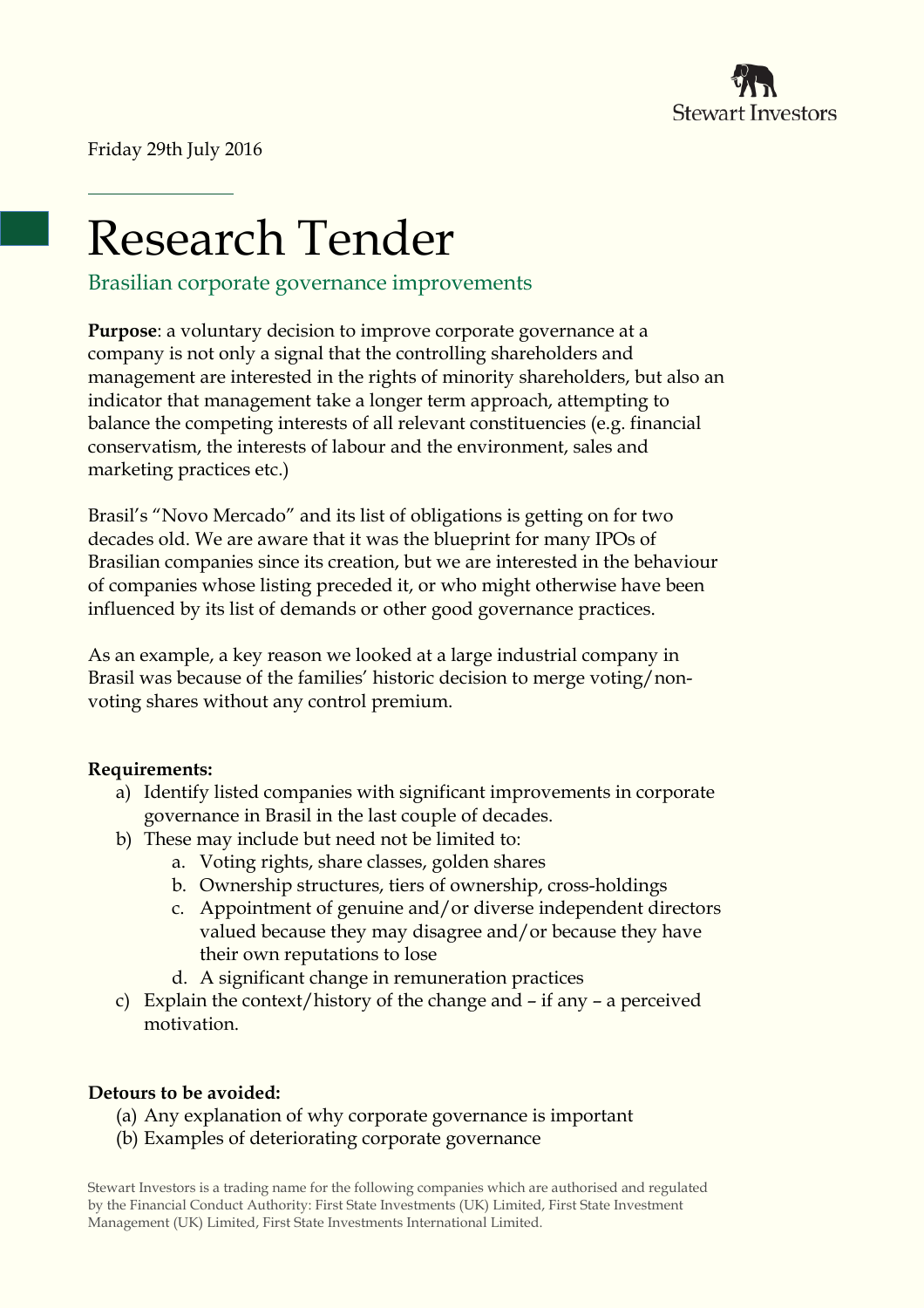Friday 29th July 2016

# Research Tender

## Brasilian corporate governance improvements

**Purpose**: a voluntary decision to improve corporate governance at a company is not only a signal that the controlling shareholders and management are interested in the rights of minority shareholders, but also an indicator that management take a longer term approach, attempting to balance the competing interests of all relevant constituencies (e.g. financial conservatism, the interests of labour and the environment, sales and marketing practices etc.)

Brasil's "Novo Mercado" and its list of obligations is getting on for two decades old. We are aware that it was the blueprint for many IPOs of Brasilian companies since its creation, but we are interested in the behaviour of companies whose listing preceded it, or who might otherwise have been influenced by its list of demands or other good governance practices.

As an example, a key reason we looked at a large industrial company in Brasil was because of the families' historic decision to merge voting/non-voting shares without any control premium.

**Requirements:**

a) Identify listed companies with significant improvements in corporate governance in Brasil in the last couple of decades.
b) These may include but need not be limited to:
    a. Voting rights, share classes, golden shares
    b. Ownership structures, tiers of ownership, cross-holdings
    c. Appointment of genuine and/or diverse independent directors valued because they may disagree and/or because they have their own reputations to lose
    d. A significant change in remuneration practices
c) Explain the context/history of the change and – if any – a perceived motivation.

**Detours to be avoided:**

(a) Any explanation of why corporate governance is important
(b) Examples of deteriorating corporate governance

Stewart Investors is a trading name for the following companies which are authorised and regulated by the Financial Conduct Authority: First State Investments (UK) Limited, First State Investment Management (UK) Limited, First State Investments International Limited.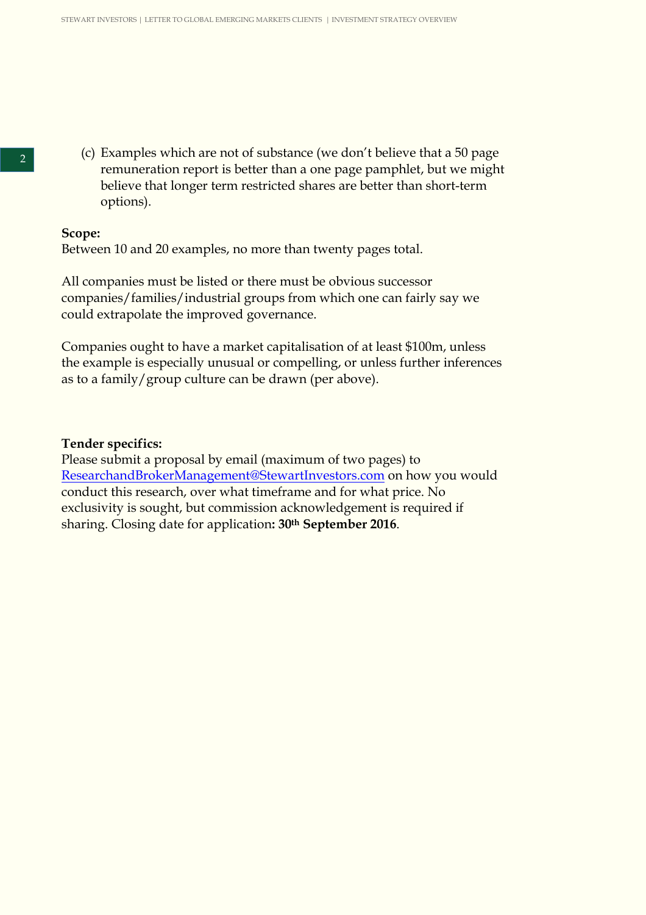(c) Examples which are not of substance (we don't believe that a 50 page remuneration report is better than a one page pamphlet, but we might believe that longer term restricted shares are better than short-term options).

**Scope:**
Between 10 and 20 examples, no more than twenty pages total.

All companies must be listed or there must be obvious successor companies/families/industrial groups from which one can fairly say we could extrapolate the improved governance.

Companies ought to have a market capitalisation of at least $100m, unless the example is especially unusual or compelling, or unless further inferences as to a family/group culture can be drawn (per above).

**Tender specifics:**
Please submit a proposal by email (maximum of two pages) to ResearchandBrokerManagement@StewartInvestors.com on how you would conduct this research, over what timeframe and for what price. No exclusivity is sought, but commission acknowledgement is required if sharing. Closing date for application**: 30th September 2016**.